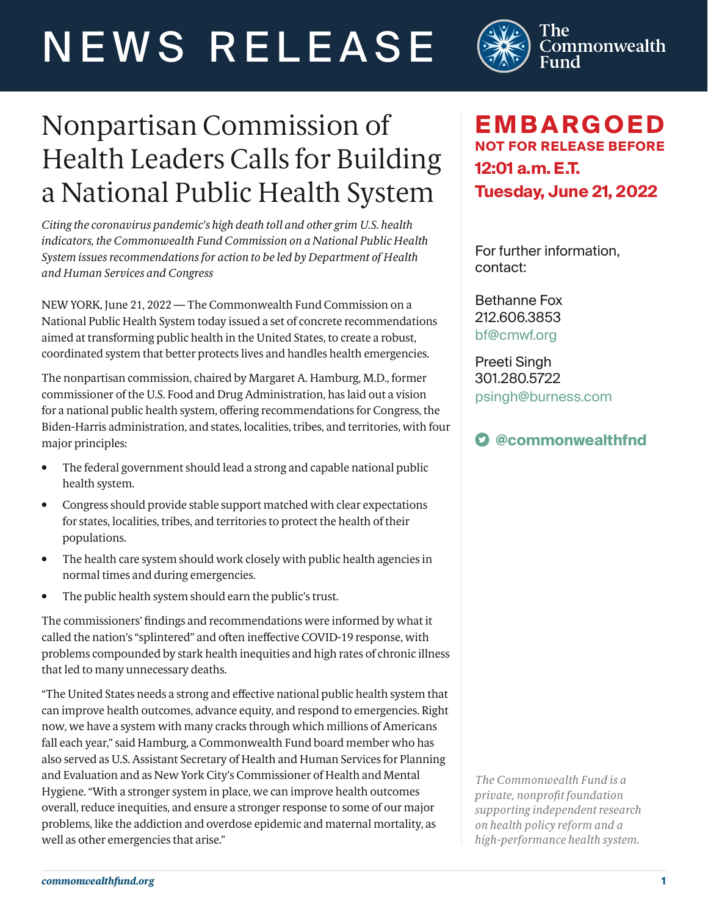# NEWS RELEASE

The Commonwealth Fund

# Nonpartisan Commission of Health Leaders Calls for Building a National Public Health System

*Citing the coronavirus pandemic's high death toll and other grim U.S. health indicators, the Commonwealth Fund Commission on a National Public Health System issues recommendations for action to be led by Department of Health and Human Services and Congress*

**EMBARGOED**
**NOT FOR RELEASE BEFORE**
**12:01 a.m. E.T.**
**Tuesday, June 21, 2022**

For further information, contact:

Bethanne Fox
212.606.3853
bf@cmwf.org

Preeti Singh
301.280.5722
psingh@burness.com

@commonwealthfnd

NEW YORK, June 21, 2022 — The Commonwealth Fund Commission on a National Public Health System today issued a set of concrete recommendations aimed at transforming public health in the United States, to create a robust, coordinated system that better protects lives and handles health emergencies.

The nonpartisan commission, chaired by Margaret A. Hamburg, M.D., former commissioner of the U.S. Food and Drug Administration, has laid out a vision for a national public health system, offering recommendations for Congress, the Biden-Harris administration, and states, localities, tribes, and territories, with four major principles:

- The federal government should lead a strong and capable national public health system.
- Congress should provide stable support matched with clear expectations for states, localities, tribes, and territories to protect the health of their populations.
- The health care system should work closely with public health agencies in normal times and during emergencies.
- The public health system should earn the public's trust.

The commissioners' findings and recommendations were informed by what it called the nation's "splintered" and often ineffective COVID-19 response, with problems compounded by stark health inequities and high rates of chronic illness that led to many unnecessary deaths.

"The United States needs a strong and effective national public health system that can improve health outcomes, advance equity, and respond to emergencies. Right now, we have a system with many cracks through which millions of Americans fall each year," said Hamburg, a Commonwealth Fund board member who has also served as U.S. Assistant Secretary of Health and Human Services for Planning and Evaluation and as New York City's Commissioner of Health and Mental Hygiene. "With a stronger system in place, we can improve health outcomes overall, reduce inequities, and ensure a stronger response to some of our major problems, like the addiction and overdose epidemic and maternal mortality, as well as other emergencies that arise."

*The Commonwealth Fund is a private, nonprofit foundation supporting independent research on health policy reform and a high-performance health system.*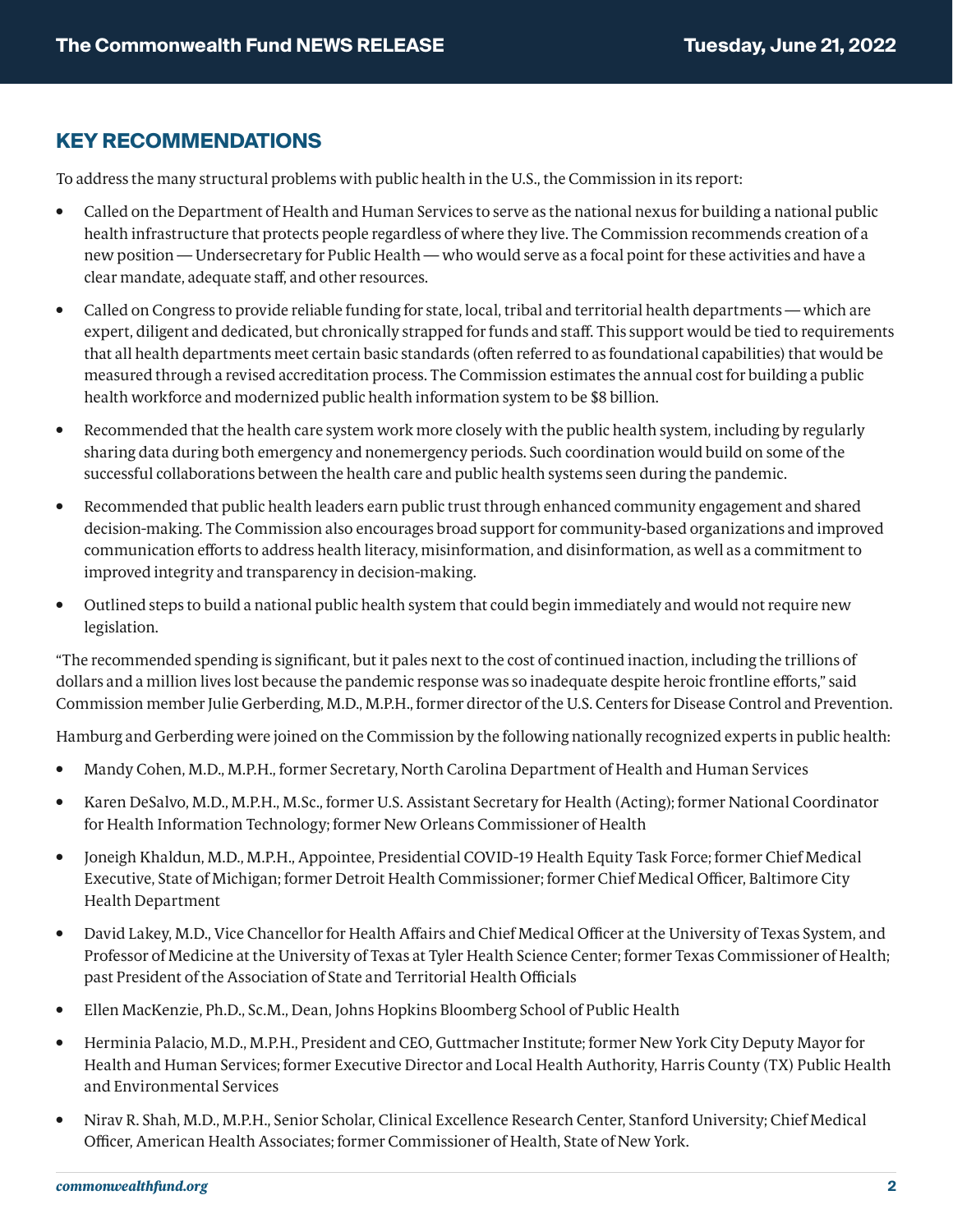## KEY RECOMMENDATIONS

To address the many structural problems with public health in the U.S., the Commission in its report:

- Called on the Department of Health and Human Services to serve as the national nexus for building a national public health infrastructure that protects people regardless of where they live. The Commission recommends creation of a new position — Undersecretary for Public Health — who would serve as a focal point for these activities and have a clear mandate, adequate staff, and other resources.
- Called on Congress to provide reliable funding for state, local, tribal and territorial health departments — which are expert, diligent and dedicated, but chronically strapped for funds and staff. This support would be tied to requirements that all health departments meet certain basic standards (often referred to as foundational capabilities) that would be measured through a revised accreditation process. The Commission estimates the annual cost for building a public health workforce and modernized public health information system to be $8 billion.
- Recommended that the health care system work more closely with the public health system, including by regularly sharing data during both emergency and nonemergency periods. Such coordination would build on some of the successful collaborations between the health care and public health systems seen during the pandemic.
- Recommended that public health leaders earn public trust through enhanced community engagement and shared decision-making. The Commission also encourages broad support for community-based organizations and improved communication efforts to address health literacy, misinformation, and disinformation, as well as a commitment to improved integrity and transparency in decision-making.
- Outlined steps to build a national public health system that could begin immediately and would not require new legislation.

"The recommended spending is significant, but it pales next to the cost of continued inaction, including the trillions of dollars and a million lives lost because the pandemic response was so inadequate despite heroic frontline efforts," said Commission member Julie Gerberding, M.D., M.P.H., former director of the U.S. Centers for Disease Control and Prevention.

Hamburg and Gerberding were joined on the Commission by the following nationally recognized experts in public health:

- Mandy Cohen, M.D., M.P.H., former Secretary, North Carolina Department of Health and Human Services
- Karen DeSalvo, M.D., M.P.H., M.Sc., former U.S. Assistant Secretary for Health (Acting); former National Coordinator for Health Information Technology; former New Orleans Commissioner of Health
- Joneigh Khaldun, M.D., M.P.H., Appointee, Presidential COVID-19 Health Equity Task Force; former Chief Medical Executive, State of Michigan; former Detroit Health Commissioner; former Chief Medical Officer, Baltimore City Health Department
- David Lakey, M.D., Vice Chancellor for Health Affairs and Chief Medical Officer at the University of Texas System, and Professor of Medicine at the University of Texas at Tyler Health Science Center; former Texas Commissioner of Health; past President of the Association of State and Territorial Health Officials
- Ellen MacKenzie, Ph.D., Sc.M., Dean, Johns Hopkins Bloomberg School of Public Health
- Herminia Palacio, M.D., M.P.H., President and CEO, Guttmacher Institute; former New York City Deputy Mayor for Health and Human Services; former Executive Director and Local Health Authority, Harris County (TX) Public Health and Environmental Services
- Nirav R. Shah, M.D., M.P.H., Senior Scholar, Clinical Excellence Research Center, Stanford University; Chief Medical Officer, American Health Associates; former Commissioner of Health, State of New York.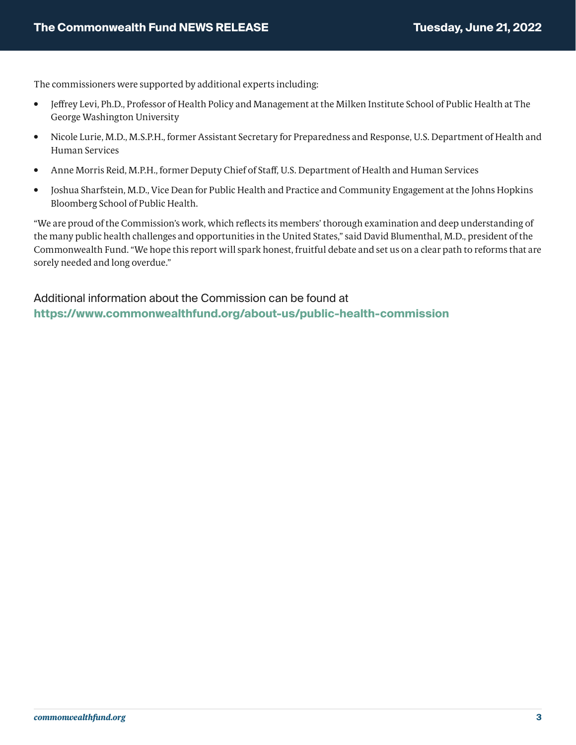The commissioners were supported by additional experts including:

- Jeffrey Levi, Ph.D., Professor of Health Policy and Management at the Milken Institute School of Public Health at The George Washington University
- Nicole Lurie, M.D., M.S.P.H., former Assistant Secretary for Preparedness and Response, U.S. Department of Health and Human Services
- Anne Morris Reid, M.P.H., former Deputy Chief of Staff, U.S. Department of Health and Human Services
- Joshua Sharfstein, M.D., Vice Dean for Public Health and Practice and Community Engagement at the Johns Hopkins Bloomberg School of Public Health.

"We are proud of the Commission's work, which reflects its members' thorough examination and deep understanding of the many public health challenges and opportunities in the United States," said David Blumenthal, M.D., president of the Commonwealth Fund. "We hope this report will spark honest, fruitful debate and set us on a clear path to reforms that are sorely needed and long overdue."

Additional information about the Commission can be found at
**https://www.commonwealthfund.org/about-us/public-health-commission**